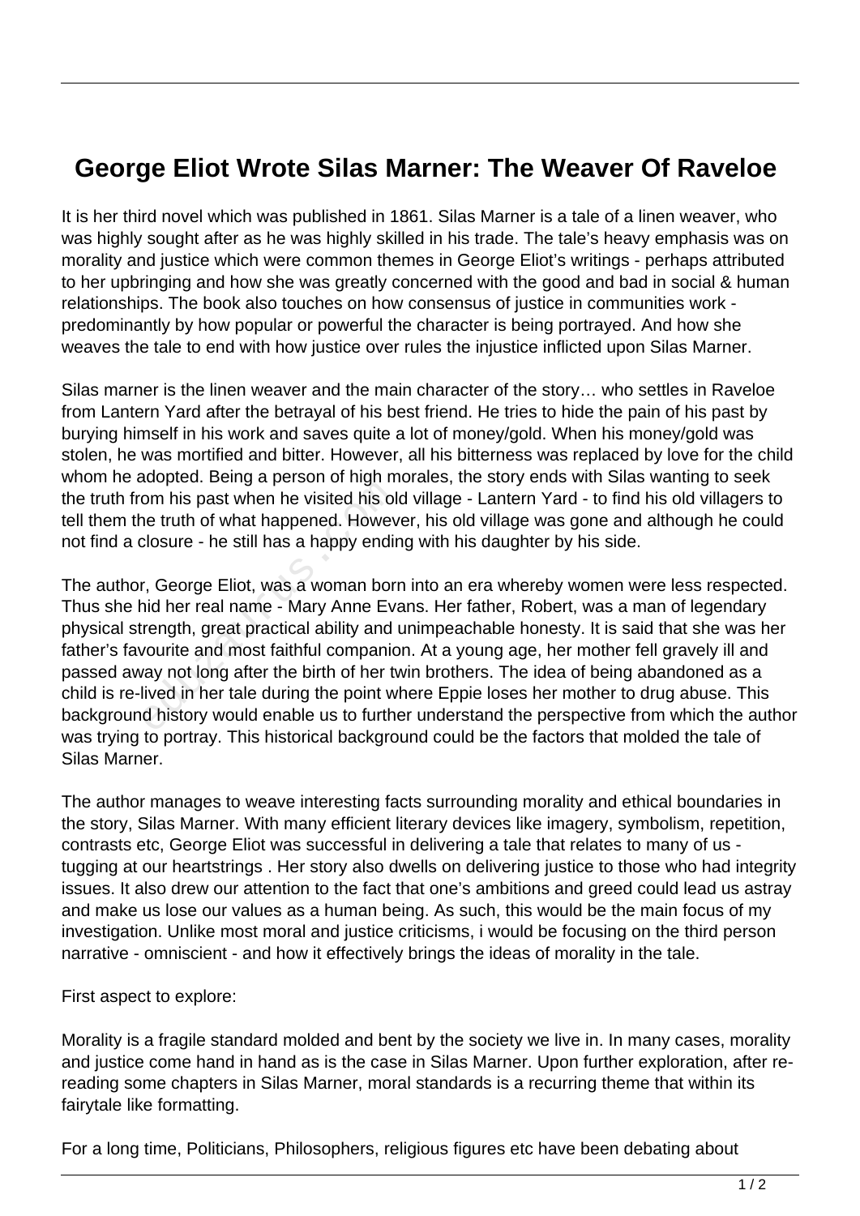# George Eliot Wrote Silas Marner: The Weaver Of Raveloe

It is her third novel which was published in 1861. Silas Marner is a tale of a linen weaver, who was highly sought after as he was highly skilled in his trade. The tale's heavy emphasis was on morality and justice which were common themes in George Eliot's writings - perhaps attributed to her upbringing and how she was greatly concerned with the good and bad in social & human relationships. The book also touches on how consensus of justice in communities work - predominantly by how popular or powerful the character is being portrayed. And how she weaves the tale to end with how justice over rules the injustice inflicted upon Silas Marner.

Silas marner is the linen weaver and the main character of the story… who settles in Raveloe from Lantern Yard after the betrayal of his best friend. He tries to hide the pain of his past by burying himself in his work and saves quite a lot of money/gold. When his money/gold was stolen, he was mortified and bitter. However, all his bitterness was replaced by love for the child whom he adopted. Being a person of high morales, the story ends with Silas wanting to seek the truth from his past when he visited his old village - Lantern Yard - to find his old villagers to tell them the truth of what happened. However, his old village was gone and although he could not find a closure - he still has a happy ending with his daughter by his side.

The author, George Eliot, was a woman born into an era whereby women were less respected. Thus she hid her real name - Mary Anne Evans. Her father, Robert, was a man of legendary physical strength, great practical ability and unimpeachable honesty. It is said that she was her father's favourite and most faithful companion. At a young age, her mother fell gravely ill and passed away not long after the birth of her twin brothers. The idea of being abandoned as a child is re-lived in her tale during the point where Eppie loses her mother to drug abuse. This background history would enable us to further understand the perspective from which the author was trying to portray. This historical background could be the factors that molded the tale of Silas Marner.

The author manages to weave interesting facts surrounding morality and ethical boundaries in the story, Silas Marner. With many efficient literary devices like imagery, symbolism, repetition, contrasts etc, George Eliot was successful in delivering a tale that relates to many of us - tugging at our heartstrings . Her story also dwells on delivering justice to those who had integrity issues. It also drew our attention to the fact that one's ambitions and greed could lead us astray and make us lose our values as a human being. As such, this would be the main focus of my investigation. Unlike most moral and justice criticisms, i would be focusing on the third person narrative - omniscient - and how it effectively brings the ideas of morality in the tale.

First aspect to explore:

Morality is a fragile standard molded and bent by the society we live in. In many cases, morality and justice come hand in hand as is the case in Silas Marner. Upon further exploration, after re-reading some chapters in Silas Marner, moral standards is a recurring theme that within its fairytale like formatting.

For a long time, Politicians, Philosophers, religious figures etc have been debating about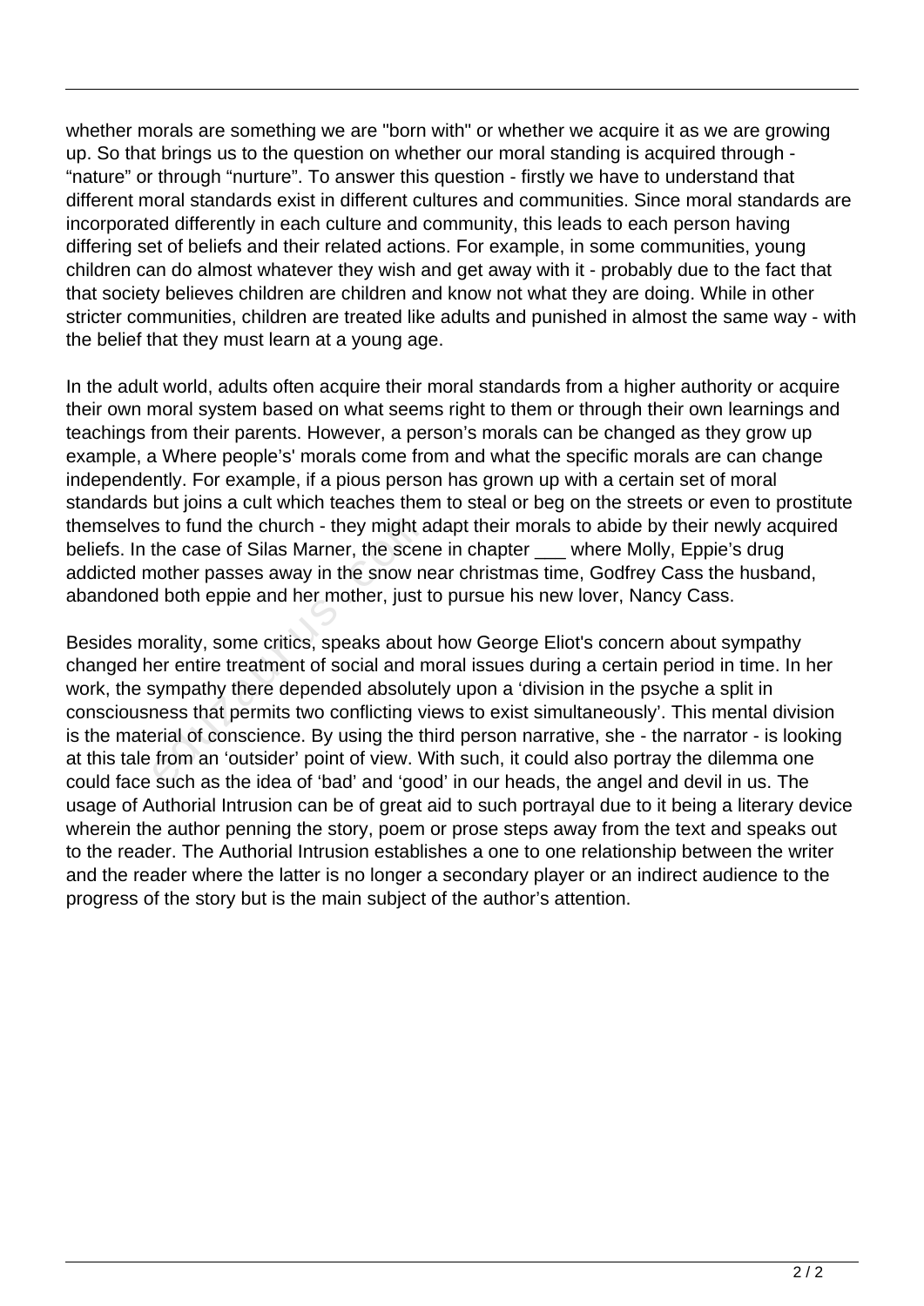whether morals are something we are "born with" or whether we acquire it as we are growing up. So that brings us to the question on whether our moral standing is acquired through - “nature” or through “nurture”. To answer this question - firstly we have to understand that different moral standards exist in different cultures and communities. Since moral standards are incorporated differently in each culture and community, this leads to each person having differing set of beliefs and their related actions. For example, in some communities, young children can do almost whatever they wish and get away with it - probably due to the fact that that society believes children are children and know not what they are doing. While in other stricter communities, children are treated like adults and punished in almost the same way - with the belief that they must learn at a young age.

In the adult world, adults often acquire their moral standards from a higher authority or acquire their own moral system based on what seems right to them or through their own learnings and teachings from their parents. However, a person’s morals can be changed as they grow up example, a Where people’s' morals come from and what the specific morals are can change independently. For example, if a pious person has grown up with a certain set of moral standards but joins a cult which teaches them to steal or beg on the streets or even to prostitute themselves to fund the church - they might adapt their morals to abide by their newly acquired beliefs. In the case of Silas Marner, the scene in chapter ___ where Molly, Eppie’s drug addicted mother passes away in the snow near christmas time, Godfrey Cass the husband, abandoned both eppie and her mother, just to pursue his new lover, Nancy Cass.

Besides morality, some critics, speaks about how George Eliot's concern about sympathy changed her entire treatment of social and moral issues during a certain period in time. In her work, the sympathy there depended absolutely upon a ‘division in the psyche a split in consciousness that permits two conflicting views to exist simultaneously’. This mental division is the material of conscience. By using the third person narrative, she - the narrator - is looking at this tale from an ‘outsider’ point of view. With such, it could also portray the dilemma one could face such as the idea of ‘bad’ and ‘good’ in our heads, the angel and devil in us. The usage of Authorial Intrusion can be of great aid to such portrayal due to it being a literary device wherein the author penning the story, poem or prose steps away from the text and speaks out to the reader. The Authorial Intrusion establishes a one to one relationship between the writer and the reader where the latter is no longer a secondary player or an indirect audience to the progress of the story but is the main subject of the author’s attention.